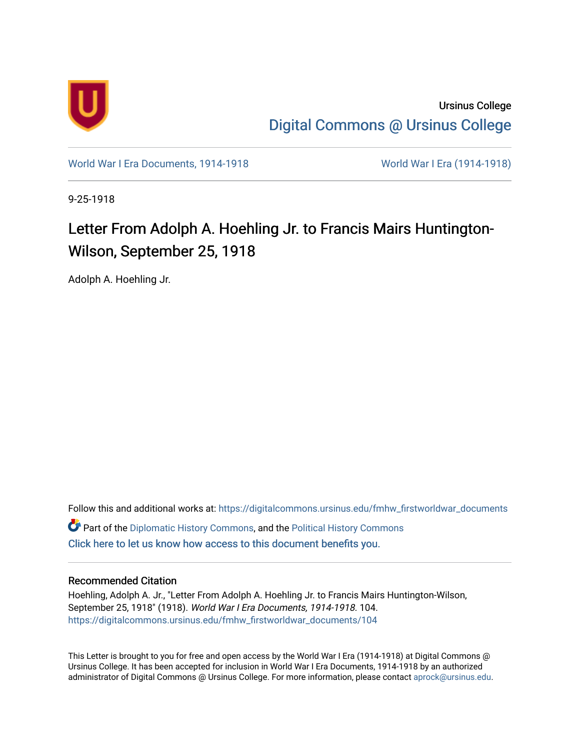Ursinus College

Digital Commons @ Ursinus College

World War I Era Documents, 1914-1918 | World War I Era (1914-1918)

9-25-1918

# Letter From Adolph A. Hoehling Jr. to Francis Mairs Huntington-Wilson, September 25, 1918

Adolph A. Hoehling Jr.

Follow this and additional works at: https://digitalcommons.ursinus.edu/fmhw_firstworldwar_documents

Part of the Diplomatic History Commons, and the Political History Commons

Click here to let us know how access to this document benefits you.

## Recommended Citation

Hoehling, Adolph A. Jr., "Letter From Adolph A. Hoehling Jr. to Francis Mairs Huntington-Wilson, September 25, 1918" (1918). *World War I Era Documents, 1914-1918*. 104.
https://digitalcommons.ursinus.edu/fmhw_firstworldwar_documents/104

This Letter is brought to you for free and open access by the World War I Era (1914-1918) at Digital Commons @ Ursinus College. It has been accepted for inclusion in World War I Era Documents, 1914-1918 by an authorized administrator of Digital Commons @ Ursinus College. For more information, please contact aprock@ursinus.edu.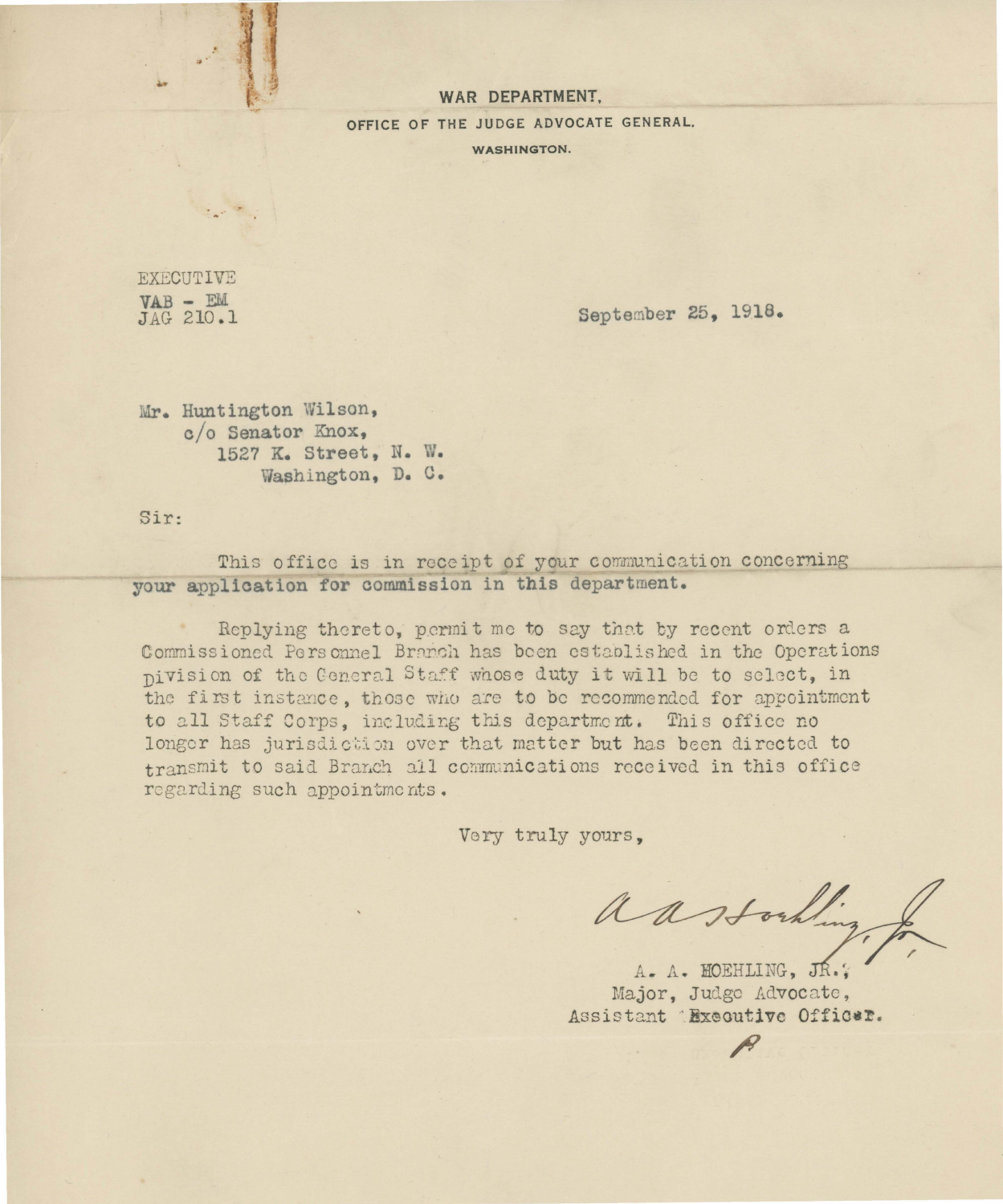WAR DEPARTMENT,

OFFICE OF THE JUDGE ADVOCATE GENERAL.

WASHINGTON.

EXECUTIVE
VAB - EM
JAG 210.1

September 25, 1918.

Mr. Huntington Wilson,
c/o Senator Knox,
1527 K. Street, N. W.
Washington, D. C.

Sir:

This office is in receipt of your communication concerning your application for commission in this department.

Replying thereto, permit me to say that by recent orders a Commissioned Personnel Branch has been established in the Operations Division of the General Staff whose duty it will be to select, in the first instance, those who are to be recommended for appointment to all Staff Corps, including this department. This office no longer has jurisdiction over that matter but has been directed to transmit to said Branch all communications received in this office regarding such appointments.

Very truly yours,

A A Hoehling Jr

A. A. HOEHLING, JR.,
Major, Judge Advocate,
Assistant Executive Officer.

P